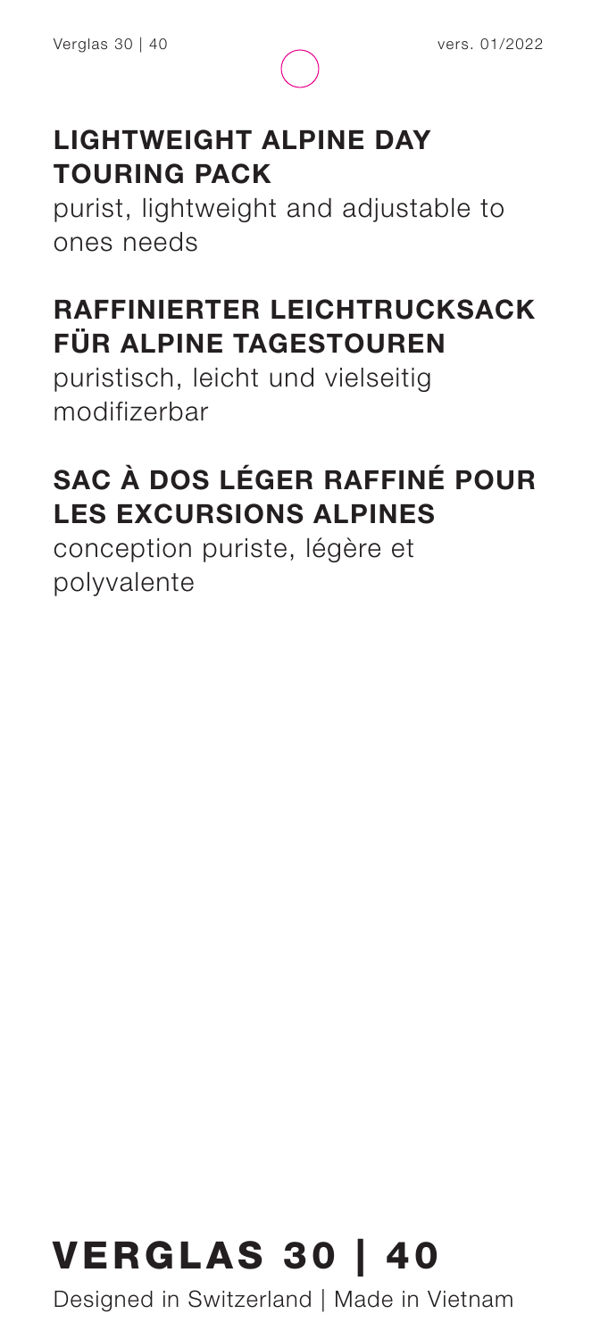## LIGHTWEIGHT ALPINE DAY TOURING PACK

purist, lightweight and adjustable to ones needs

## RAFFINIERTER LEICHTRUCKSACK FÜR ALPINE TAGESTOUREN

puristisch, leicht und vielseitig modifizerbar

## SAC À DOS LÉGER RAFFINÉ POUR LES EXCURSIONS ALPINES

conception puriste, légère et polyvalente

# VERGLAS 30 | 40

Designed in Switzerland | Made in Vietnam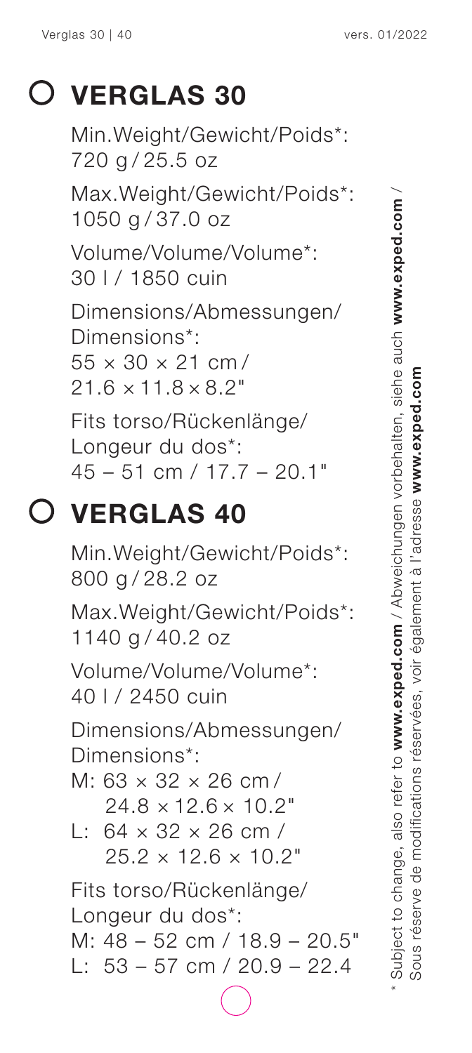## VERGLAS 30

Min.Weight/Gewicht/Poids*:
720 g / 25.5 oz

Max.Weight/Gewicht/Poids*:
1050 g / 37.0 oz

Volume/Volume/Volume*:
30 l / 1850 cuin

Dimensions/Abmessungen/Dimensions*:
55 × 30 × 21 cm / 21.6 × 11.8 × 8.2"

Fits torso/Rückenlänge/Longeur du dos*:
45 – 51 cm / 17.7 – 20.1"

## VERGLAS 40

Min.Weight/Gewicht/Poids*:
800 g / 28.2 oz

Max.Weight/Gewicht/Poids*:
1140 g / 40.2 oz

Volume/Volume/Volume*:
40 l / 2450 cuin

Dimensions/Abmessungen/Dimensions*:
M: 63 × 32 × 26 cm / 24.8 × 12.6 × 10.2"
L: 64 × 32 × 26 cm / 25.2 × 12.6 × 10.2"

Fits torso/Rückenlänge/Longeur du dos*:
M: 48 – 52 cm / 18.9 – 20.5"
L: 53 – 57 cm / 20.9 – 22.4

* Subject to change, also refer to **www.exped.com** / Abweichungen vorbehalten, siehe auch **www.exped.com** / Sous réserve de modifications réservées, voir également à l'adresse **www.exped.com**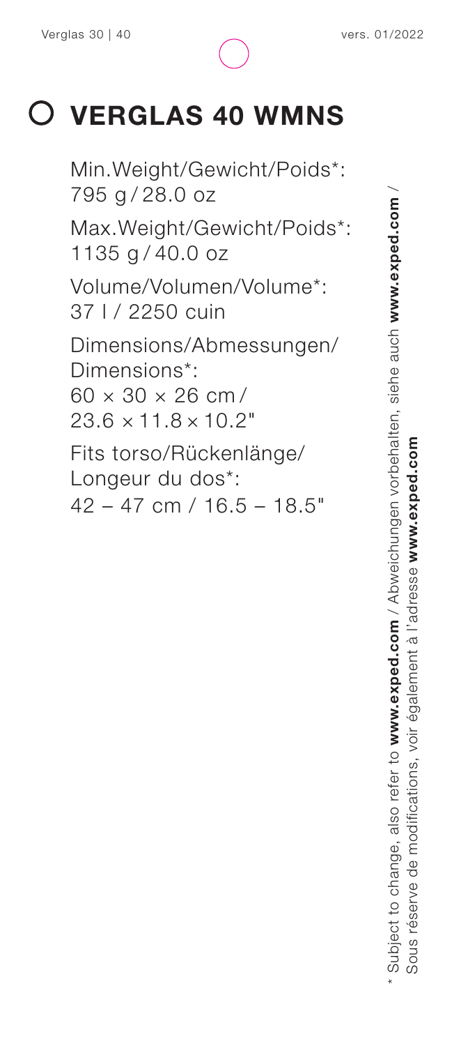# VERGLAS 40 WMNS

Min.Weight/Gewicht/Poids*:
795 g / 28.0 oz

Max.Weight/Gewicht/Poids*:
1135 g / 40.0 oz

Volume/Volumen/Volume*:
37 l / 2250 cuin

Dimensions/Abmessungen/
Dimensions*:
60 × 30 × 26 cm /
23.6 × 11.8 × 10.2"

Fits torso/Rückenlänge/
Longeur du dos*:
42 – 47 cm / 16.5 – 18.5"

\* Subject to change, also refer to **www.exped.com** / Abweichungen vorbehalten, siehe auch **www.exped.com** /
Sous réserve de modifications, voir également à l'adresse **www.exped.com**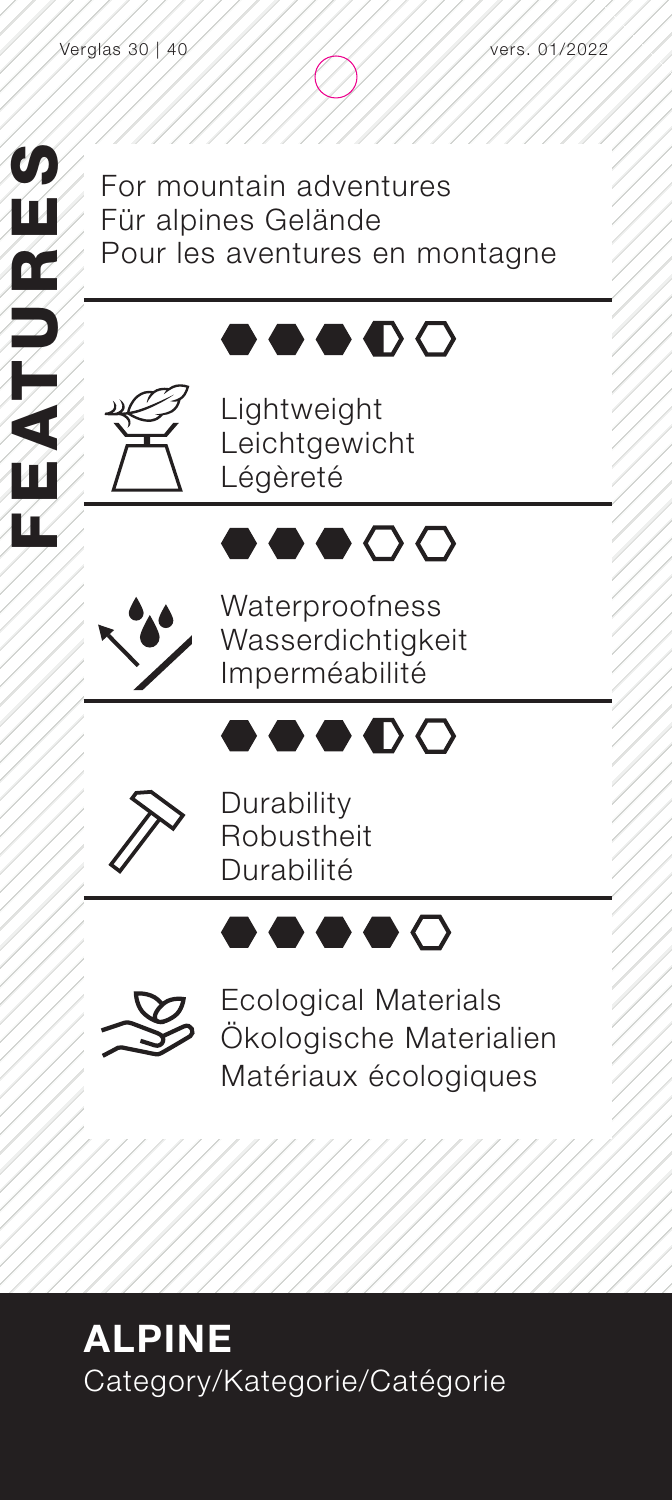# FEATURES

For mountain adventures
Für alpines Gelände
Pour les aventures en montagne

●●●◐○

Lightweight
Leichtgewicht
Légèreté

●●●○○

Waterproofness
Wasserdichtigkeit
Imperméabilité

●●●◐○

Durability
Robustheit
Durabilité

●●●●○

Ecological Materials
Ökologische Materialien
Matériaux écologiques

**ALPINE**
Category/Kategorie/Catégorie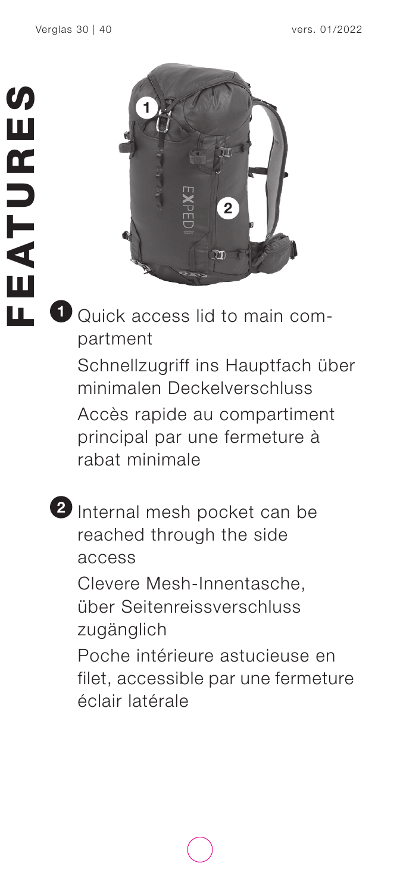# FEATURES

**1** Quick access lid to main compartment

Schnellzugriff ins Hauptfach über minimalen Deckelverschluss

Accès rapide au compartiment principal par une fermeture à rabat minimale

**2** Internal mesh pocket can be reached through the side access

Clevere Mesh-Innentasche, über Seitenreissverschluss zugänglich

Poche intérieure astucieuse en filet, accessible par une fermeture éclair latérale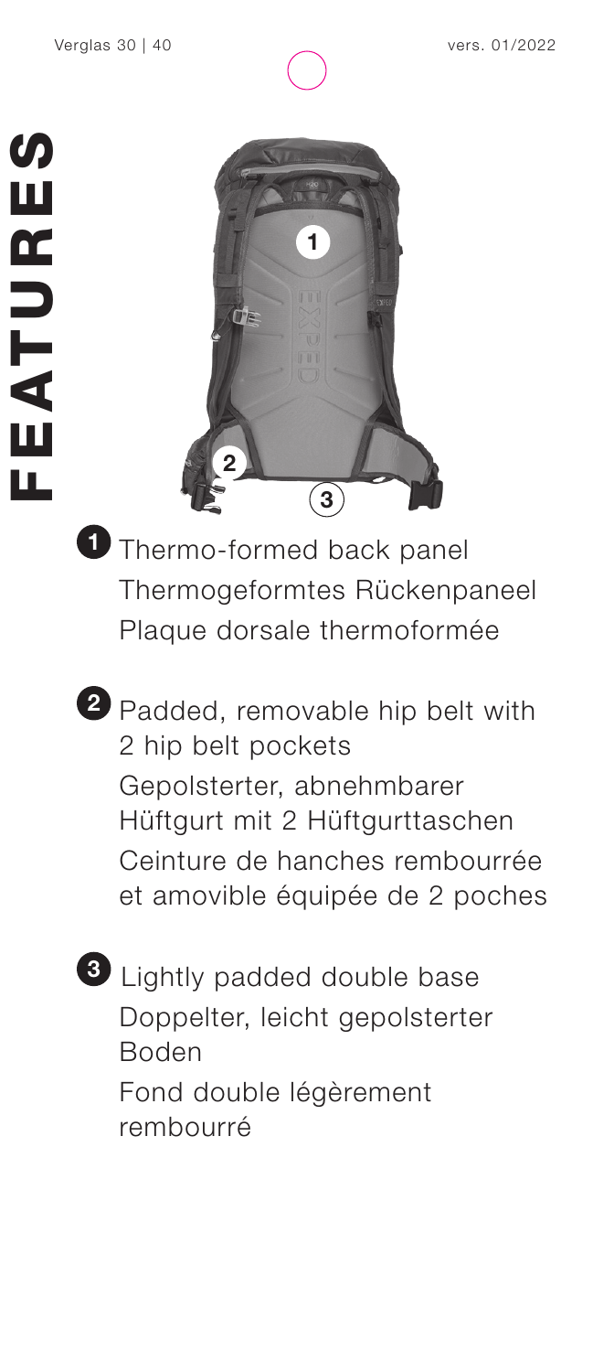# FEATURES

**1** Thermo-formed back panel
Thermogeformtes Rückenpaneel
Plaque dorsale thermoformée

**2** Padded, removable hip belt with 2 hip belt pockets
Gepolsterter, abnehmbarer Hüftgurt mit 2 Hüftgurttaschen
Ceinture de hanches rembourrée et amovible équipée de 2 poches

**3** Lightly padded double base
Doppelter, leicht gepolsterter Boden
Fond double légèrement rembourré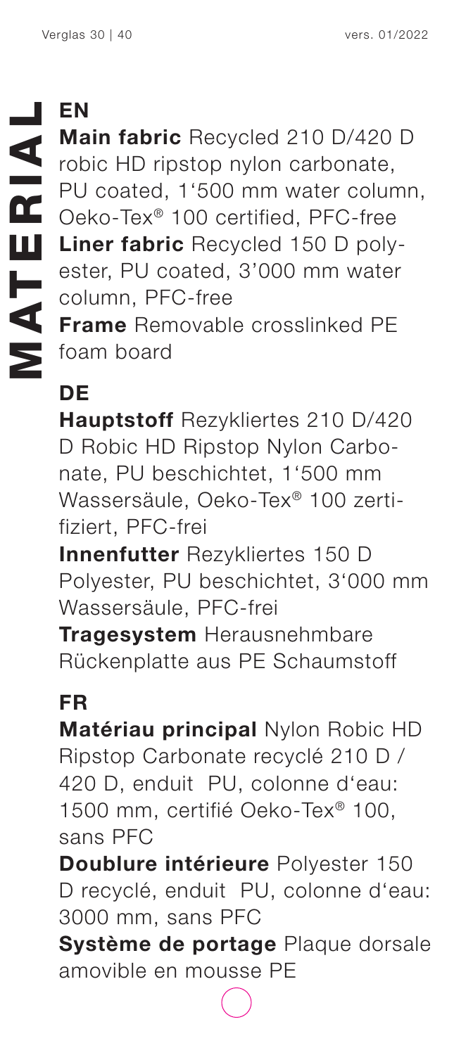# MATERIAL

## EN

**Main fabric** Recycled 210 D/420 D robic HD ripstop nylon carbonate, PU coated, 1'500 mm water column, Oeko-Tex® 100 certified, PFC-free

**Liner fabric** Recycled 150 D polyester, PU coated, 3'000 mm water column, PFC-free

**Frame** Removable crosslinked PE foam board

## DE

**Hauptstoff** Rezykliertes 210 D/420 D Robic HD Ripstop Nylon Carbonate, PU beschichtet, 1'500 mm Wassersäule, Oeko-Tex® 100 zertifiziert, PFC-frei

**Innenfutter** Rezykliertes 150 D Polyester, PU beschichtet, 3'000 mm Wassersäule, PFC-frei

**Tragesystem** Herausnehmbare Rückenplatte aus PE Schaumstoff

## FR

**Matériau principal** Nylon Robic HD Ripstop Carbonate recyclé 210 D / 420 D, enduit PU, colonne d'eau: 1500 mm, certifié Oeko-Tex® 100, sans PFC

**Doublure intérieure** Polyester 150 D recyclé, enduit PU, colonne d'eau: 3000 mm, sans PFC

**Système de portage** Plaque dorsale amovible en mousse PE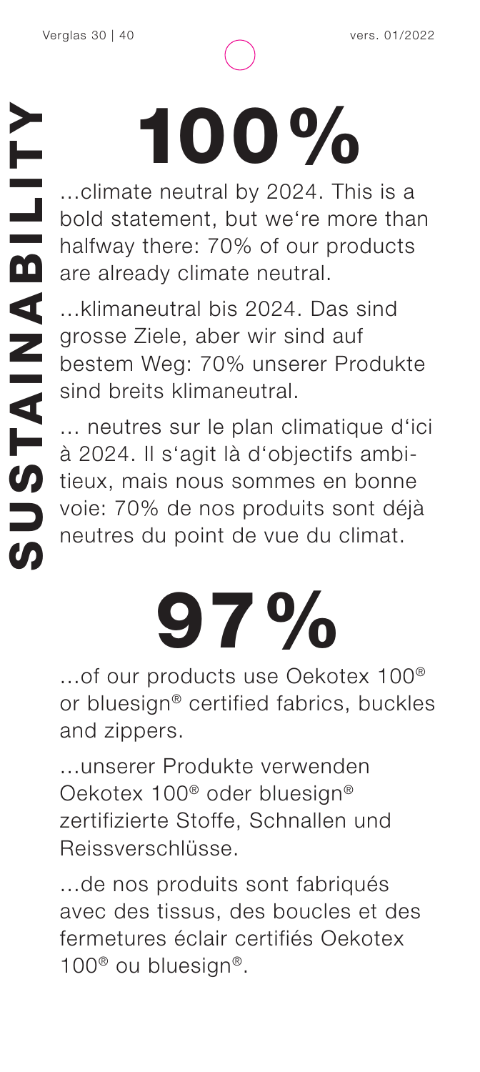# SUSTAINABILITY

# 100%

...climate neutral by 2024. This is a bold statement, but we're more than halfway there: 70% of our products are already climate neutral.

...klimaneutral bis 2024. Das sind grosse Ziele, aber wir sind auf bestem Weg: 70% unserer Produkte sind breits klimaneutral.

... neutres sur le plan climatique d'ici à 2024. Il s'agit là d'objectifs ambitieux, mais nous sommes en bonne voie: 70% de nos produits sont déjà neutres du point de vue du climat.

# 97%

...of our products use Oekotex 100® or bluesign® certified fabrics, buckles and zippers.

...unserer Produkte verwenden Oekotex 100® oder bluesign® zertifizierte Stoffe, Schnallen und Reissverschlüsse.

...de nos produits sont fabriqués avec des tissus, des boucles et des fermetures éclair certifiés Oekotex 100® ou bluesign®.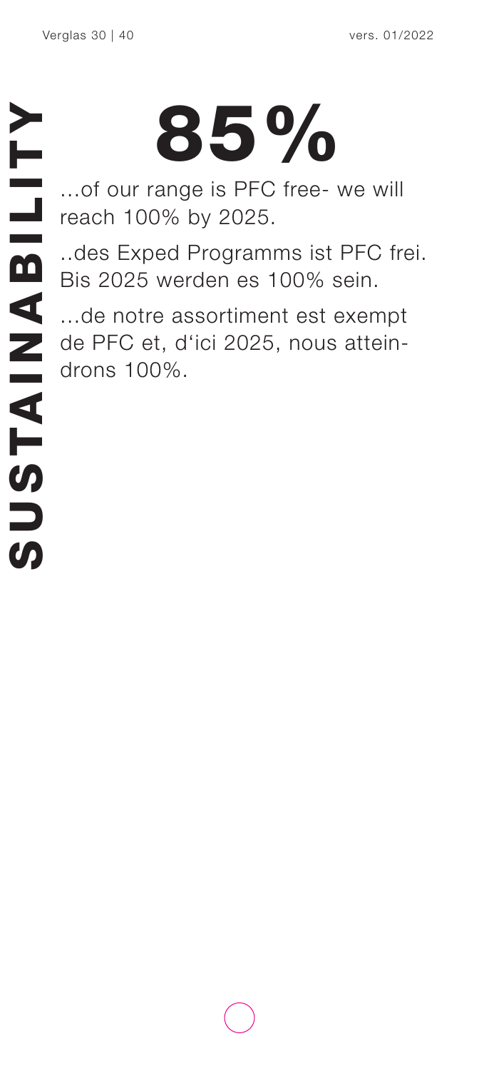# SUSTAINABILITY

# 85%

...of our range is PFC free- we will reach 100% by 2025.

..des Exped Programms ist PFC frei. Bis 2025 werden es 100% sein.

...de notre assortiment est exempt de PFC et, d'ici 2025, nous atteindrons 100%.